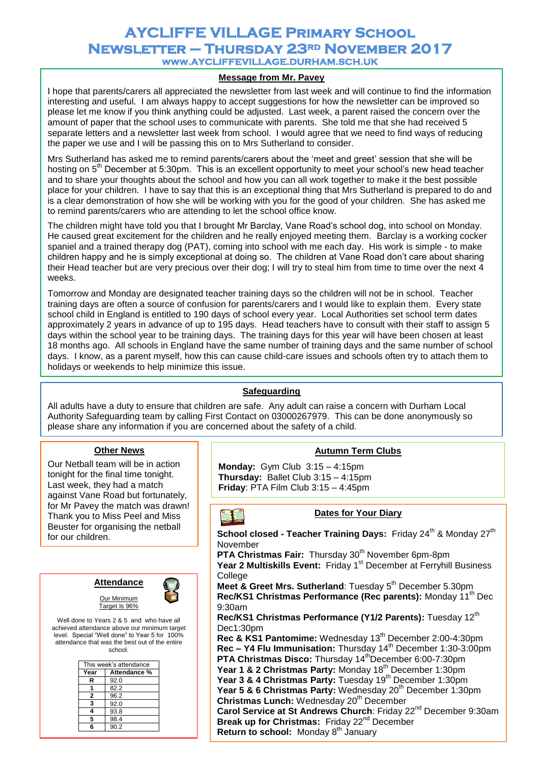# AYCLIFFE VILLAGE PRIMARY SCHOOL

## NEWSLETTER – THURSDAY 23RD NOVEMBER 2017

WWW.AYCLIFFEVILLAGE.DURHAM.SCH.UK

### Message from Mr. Pavey

I hope that parents/carers all appreciated the newsletter from last week and will continue to find the information interesting and useful. I am always happy to accept suggestions for how the newsletter can be improved so please let me know if you think anything could be adjusted. Last week, a parent raised the concern over the amount of paper that the school uses to communicate with parents. She told me that she had received 5 separate letters and a newsletter last week from school. I would agree that we need to find ways of reducing the paper we use and I will be passing this on to Mrs Sutherland to consider.

Mrs Sutherland has asked me to remind parents/carers about the 'meet and greet' session that she will be hosting on 5th December at 5:30pm. This is an excellent opportunity to meet your school's new head teacher and to share your thoughts about the school and how you can all work together to make it the best possible place for your children. I have to say that this is an exceptional thing that Mrs Sutherland is prepared to do and is a clear demonstration of how she will be working with you for the good of your children. She has asked me to remind parents/carers who are attending to let the school office know.

The children might have told you that I brought Mr Barclay, Vane Road's school dog, into school on Monday. He caused great excitement for the children and he really enjoyed meeting them. Barclay is a working cocker spaniel and a trained therapy dog (PAT), coming into school with me each day. His work is simple - to make children happy and he is simply exceptional at doing so. The children at Vane Road don't care about sharing their Head teacher but are very precious over their dog; I will try to steal him from time to time over the next 4 weeks.

Tomorrow and Monday are designated teacher training days so the children will not be in school. Teacher training days are often a source of confusion for parents/carers and I would like to explain them. Every state school child in England is entitled to 190 days of school every year. Local Authorities set school term dates approximately 2 years in advance of up to 195 days. Head teachers have to consult with their staff to assign 5 days within the school year to be training days. The training days for this year will have been chosen at least 18 months ago. All schools in England have the same number of training days and the same number of school days. I know, as a parent myself, how this can cause child-care issues and schools often try to attach them to holidays or weekends to help minimize this issue.

### Safeguarding

All adults have a duty to ensure that children are safe. Any adult can raise a concern with Durham Local Authority Safeguarding team by calling First Contact on 03000267979. This can be done anonymously so please share any information if you are concerned about the safety of a child.

### Other News

Our Netball team will be in action tonight for the final time tonight. Last week, they had a match against Vane Road but fortunately, for Mr Pavey the match was drawn! Thank you to Miss Peel and Miss Beuster for organising the netball for our children.

### Attendance

Our Minimum Target Is 96%

Well done to Years 2 & 5 and who have all achieved attendance above our minimum target level. Special "Well done" to Year 5 for 100% attendance that was the best out of the entire school.

This week's attendance

| Year | Attendance % |
|---|---|
| R | 92.0 |
| 1 | 82.2 |
| 2 | 96.2 |
| 3 | 92.0 |
| 4 | 93.8 |
| 5 | 98.4 |
| 6 | 90.2 |

### Autumn Term Clubs

**Monday:** Gym Club 3:15 – 4:15pm
**Thursday:** Ballet Club 3:15 – 4:15pm
**Friday**: PTA Film Club 3:15 – 4:45pm

### Dates for Your Diary

**School closed - Teacher Training Days:** Friday 24th & Monday 27th November
**PTA Christmas Fair:** Thursday 30th November 6pm-8pm
**Year 2 Multiskills Event:** Friday 1st December at Ferryhill Business College
**Meet & Greet Mrs. Sutherland**: Tuesday 5th December 5.30pm
**Rec/KS1 Christmas Performance (Rec parents):** Monday 11th Dec 9:30am
**Rec/KS1 Christmas Performance (Y1/2 Parents):** Tuesday 12th Dec1:30pm
**Rec & KS1 Pantomime:** Wednesday 13th December 2:00-4:30pm
**Rec – Y4 Flu Immunisation:** Thursday 14th December 1:30-3:00pm
**PTA Christmas Disco:** Thursday 14thDecember 6:00-7:30pm
**Year 1 & 2 Christmas Party:** Monday 18th December 1:30pm
**Year 3 & 4 Christmas Party:** Tuesday 19th December 1:30pm
**Year 5 & 6 Christmas Party:** Wednesday 20th December 1:30pm
**Christmas Lunch:** Wednesday 20th December
**Carol Service at St Andrews Church**: Friday 22nd December 9:30am
**Break up for Christmas:** Friday 22nd December
**Return to school:** Monday 8th January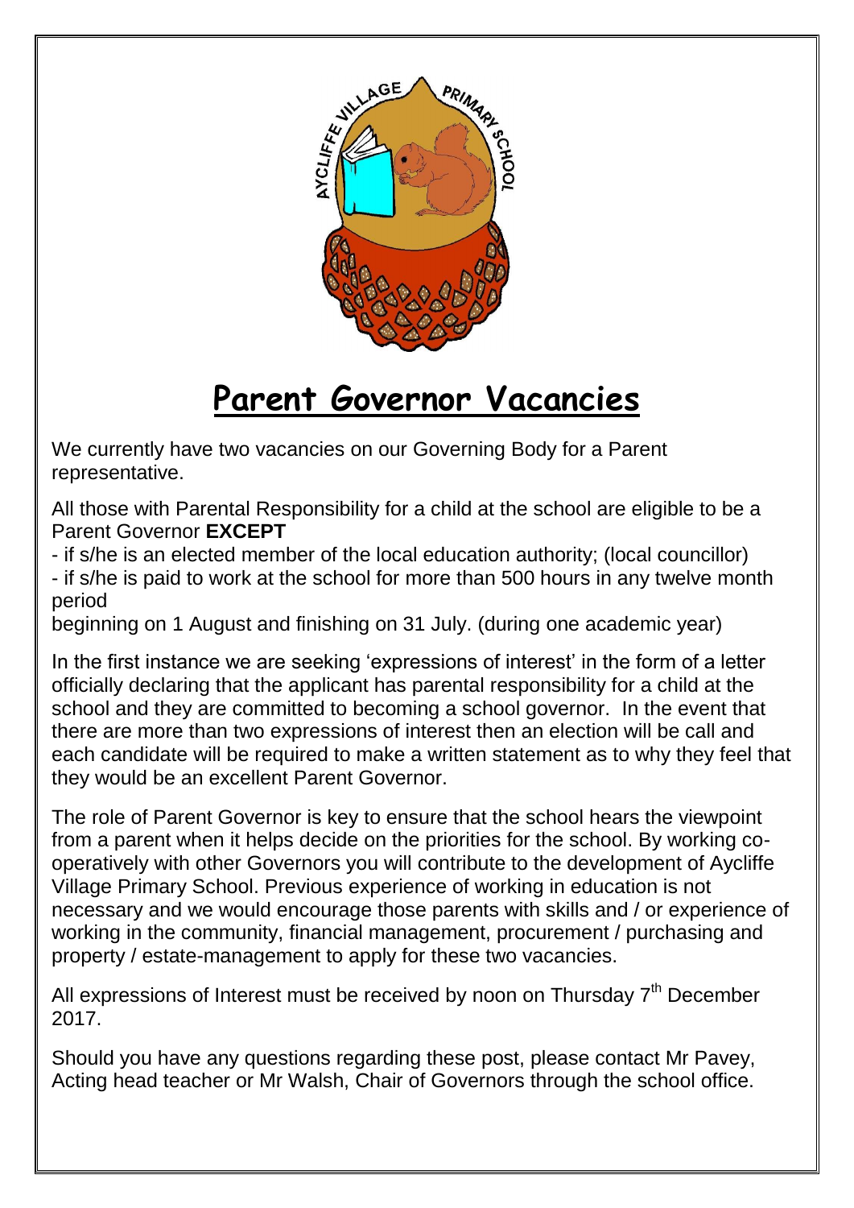# Parent Governor Vacancies

We currently have two vacancies on our Governing Body for a Parent representative.

All those with Parental Responsibility for a child at the school are eligible to be a Parent Governor **EXCEPT**

- if s/he is an elected member of the local education authority; (local councillor)
- if s/he is paid to work at the school for more than 500 hours in any twelve month period

beginning on 1 August and finishing on 31 July. (during one academic year)

In the first instance we are seeking 'expressions of interest' in the form of a letter officially declaring that the applicant has parental responsibility for a child at the school and they are committed to becoming a school governor. In the event that there are more than two expressions of interest then an election will be call and each candidate will be required to make a written statement as to why they feel that they would be an excellent Parent Governor.

The role of Parent Governor is key to ensure that the school hears the viewpoint from a parent when it helps decide on the priorities for the school. By working co-operatively with other Governors you will contribute to the development of Aycliffe Village Primary School. Previous experience of working in education is not necessary and we would encourage those parents with skills and / or experience of working in the community, financial management, procurement / purchasing and property / estate-management to apply for these two vacancies.

All expressions of Interest must be received by noon on Thursday 7th December 2017.

Should you have any questions regarding these post, please contact Mr Pavey, Acting head teacher or Mr Walsh, Chair of Governors through the school office.